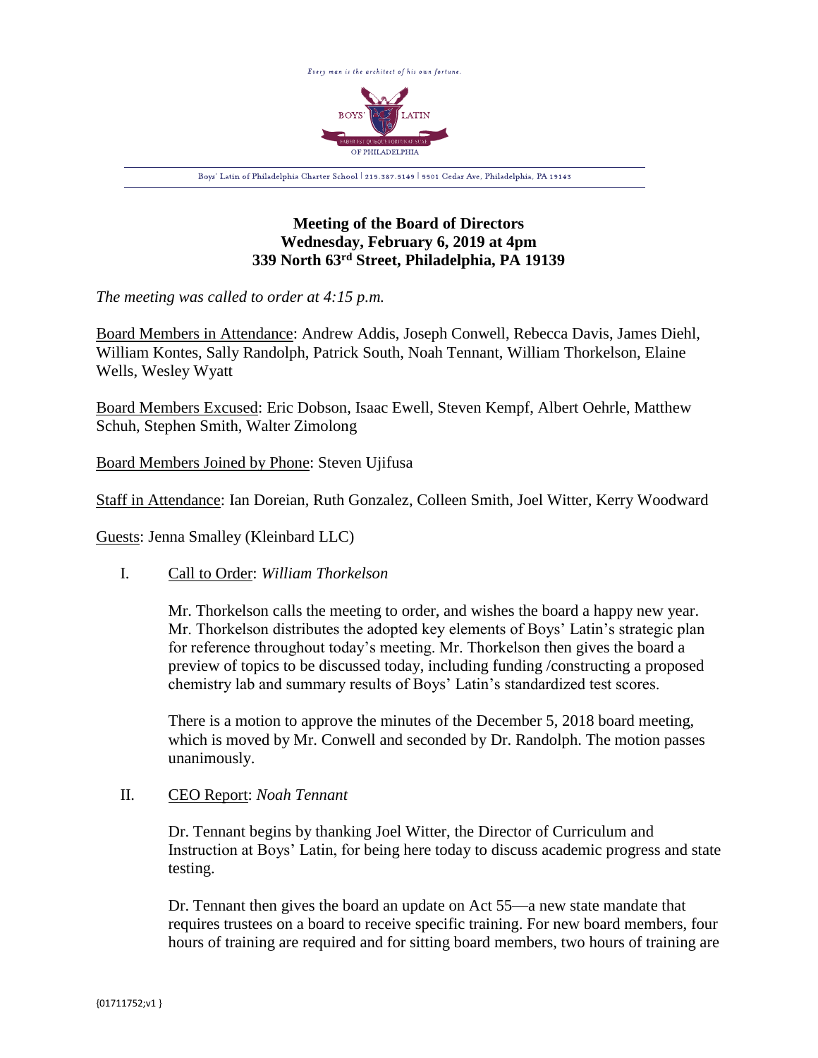Every man is the architect of his own fortune.

BOYS' LATIN

FABER EST QUISQUE FORTUNAE SUAE

OF PHILADELPHIA

Boys' Latin of Philadelphia Charter School | 215.387.5149 | 5501 Cedar Ave, Philadelphia, PA 19143

# Meeting of the Board of Directors
## Wednesday, February 6, 2019 at 4pm
## 339 North 63rd Street, Philadelphia, PA 19139

*The meeting was called to order at 4:15 p.m.*

Board Members in Attendance: Andrew Addis, Joseph Conwell, Rebecca Davis, James Diehl, William Kontes, Sally Randolph, Patrick South, Noah Tennant, William Thorkelson, Elaine Wells, Wesley Wyatt

Board Members Excused: Eric Dobson, Isaac Ewell, Steven Kempf, Albert Oehrle, Matthew Schuh, Stephen Smith, Walter Zimolong

Board Members Joined by Phone: Steven Ujifusa

Staff in Attendance: Ian Doreian, Ruth Gonzalez, Colleen Smith, Joel Witter, Kerry Woodward

Guests: Jenna Smalley (Kleinbard LLC)

I. Call to Order: *William Thorkelson*

Mr. Thorkelson calls the meeting to order, and wishes the board a happy new year. Mr. Thorkelson distributes the adopted key elements of Boys' Latin's strategic plan for reference throughout today's meeting. Mr. Thorkelson then gives the board a preview of topics to be discussed today, including funding /constructing a proposed chemistry lab and summary results of Boys' Latin's standardized test scores.

There is a motion to approve the minutes of the December 5, 2018 board meeting, which is moved by Mr. Conwell and seconded by Dr. Randolph. The motion passes unanimously.

II. CEO Report: *Noah Tennant*

Dr. Tennant begins by thanking Joel Witter, the Director of Curriculum and Instruction at Boys' Latin, for being here today to discuss academic progress and state testing.

Dr. Tennant then gives the board an update on Act 55—a new state mandate that requires trustees on a board to receive specific training. For new board members, four hours of training are required and for sitting board members, two hours of training are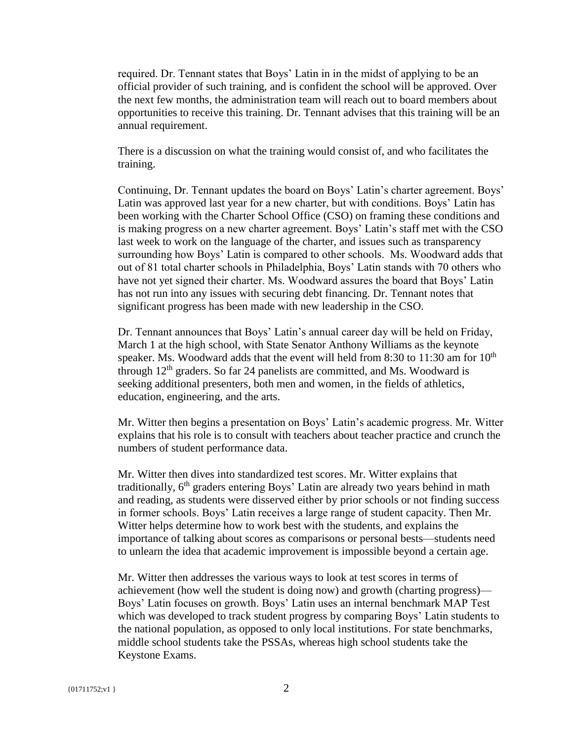required. Dr. Tennant states that Boys' Latin in in the midst of applying to be an official provider of such training, and is confident the school will be approved. Over the next few months, the administration team will reach out to board members about opportunities to receive this training. Dr. Tennant advises that this training will be an annual requirement.

There is a discussion on what the training would consist of, and who facilitates the training.

Continuing, Dr. Tennant updates the board on Boys' Latin's charter agreement. Boys' Latin was approved last year for a new charter, but with conditions. Boys' Latin has been working with the Charter School Office (CSO) on framing these conditions and is making progress on a new charter agreement. Boys' Latin's staff met with the CSO last week to work on the language of the charter, and issues such as transparency surrounding how Boys' Latin is compared to other schools. Ms. Woodward adds that out of 81 total charter schools in Philadelphia, Boys' Latin stands with 70 others who have not yet signed their charter. Ms. Woodward assures the board that Boys' Latin has not run into any issues with securing debt financing. Dr. Tennant notes that significant progress has been made with new leadership in the CSO.

Dr. Tennant announces that Boys' Latin's annual career day will be held on Friday, March 1 at the high school, with State Senator Anthony Williams as the keynote speaker. Ms. Woodward adds that the event will held from 8:30 to 11:30 am for 10th through 12th graders. So far 24 panelists are committed, and Ms. Woodward is seeking additional presenters, both men and women, in the fields of athletics, education, engineering, and the arts.

Mr. Witter then begins a presentation on Boys' Latin's academic progress. Mr. Witter explains that his role is to consult with teachers about teacher practice and crunch the numbers of student performance data.

Mr. Witter then dives into standardized test scores. Mr. Witter explains that traditionally, 6th graders entering Boys' Latin are already two years behind in math and reading, as students were disserved either by prior schools or not finding success in former schools. Boys' Latin receives a large range of student capacity. Then Mr. Witter helps determine how to work best with the students, and explains the importance of talking about scores as comparisons or personal bests—students need to unlearn the idea that academic improvement is impossible beyond a certain age.

Mr. Witter then addresses the various ways to look at test scores in terms of achievement (how well the student is doing now) and growth (charting progress)—Boys' Latin focuses on growth. Boys' Latin uses an internal benchmark MAP Test which was developed to track student progress by comparing Boys' Latin students to the national population, as opposed to only local institutions. For state benchmarks, middle school students take the PSSAs, whereas high school students take the Keystone Exams.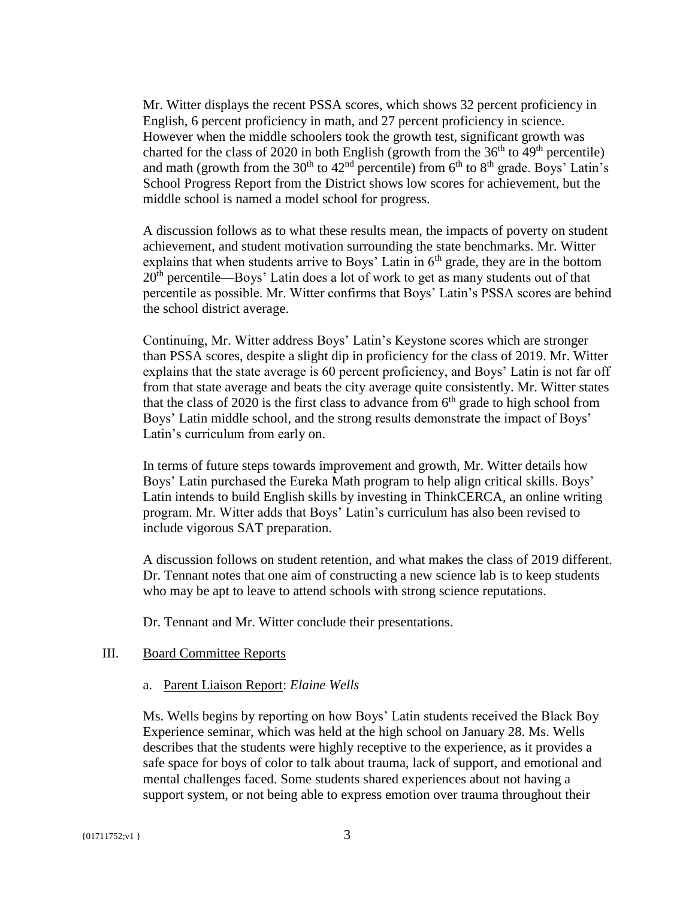Mr. Witter displays the recent PSSA scores, which shows 32 percent proficiency in English, 6 percent proficiency in math, and 27 percent proficiency in science. However when the middle schoolers took the growth test, significant growth was charted for the class of 2020 in both English (growth from the 36th to 49th percentile) and math (growth from the 30th to 42nd percentile) from 6th to 8th grade. Boys' Latin's School Progress Report from the District shows low scores for achievement, but the middle school is named a model school for progress.

A discussion follows as to what these results mean, the impacts of poverty on student achievement, and student motivation surrounding the state benchmarks. Mr. Witter explains that when students arrive to Boys' Latin in 6th grade, they are in the bottom 20th percentile—Boys' Latin does a lot of work to get as many students out of that percentile as possible. Mr. Witter confirms that Boys' Latin's PSSA scores are behind the school district average.

Continuing, Mr. Witter address Boys' Latin's Keystone scores which are stronger than PSSA scores, despite a slight dip in proficiency for the class of 2019. Mr. Witter explains that the state average is 60 percent proficiency, and Boys' Latin is not far off from that state average and beats the city average quite consistently. Mr. Witter states that the class of 2020 is the first class to advance from 6th grade to high school from Boys' Latin middle school, and the strong results demonstrate the impact of Boys' Latin's curriculum from early on.

In terms of future steps towards improvement and growth, Mr. Witter details how Boys' Latin purchased the Eureka Math program to help align critical skills. Boys' Latin intends to build English skills by investing in ThinkCERCA, an online writing program. Mr. Witter adds that Boys' Latin's curriculum has also been revised to include vigorous SAT preparation.

A discussion follows on student retention, and what makes the class of 2019 different. Dr. Tennant notes that one aim of constructing a new science lab is to keep students who may be apt to leave to attend schools with strong science reputations.

Dr. Tennant and Mr. Witter conclude their presentations.

## III. Board Committee Reports

### a. Parent Liaison Report: *Elaine Wells*

Ms. Wells begins by reporting on how Boys' Latin students received the Black Boy Experience seminar, which was held at the high school on January 28. Ms. Wells describes that the students were highly receptive to the experience, as it provides a safe space for boys of color to talk about trauma, lack of support, and emotional and mental challenges faced. Some students shared experiences about not having a support system, or not being able to express emotion over trauma throughout their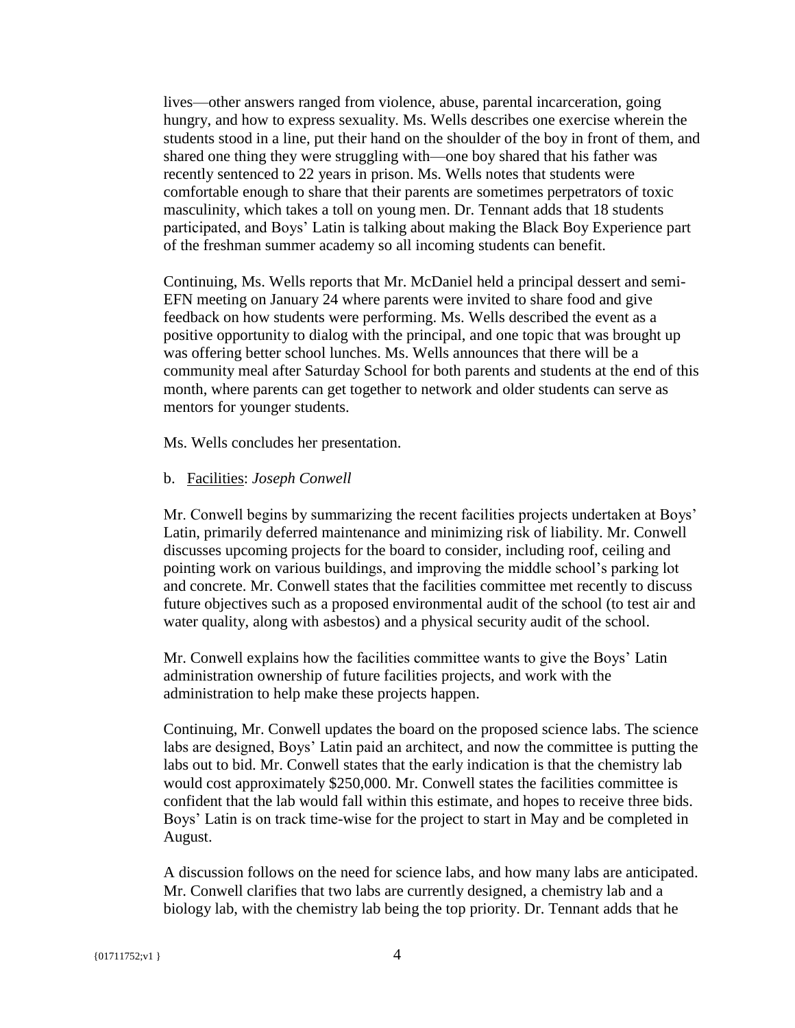lives—other answers ranged from violence, abuse, parental incarceration, going hungry, and how to express sexuality. Ms. Wells describes one exercise wherein the students stood in a line, put their hand on the shoulder of the boy in front of them, and shared one thing they were struggling with—one boy shared that his father was recently sentenced to 22 years in prison. Ms. Wells notes that students were comfortable enough to share that their parents are sometimes perpetrators of toxic masculinity, which takes a toll on young men. Dr. Tennant adds that 18 students participated, and Boys' Latin is talking about making the Black Boy Experience part of the freshman summer academy so all incoming students can benefit.

Continuing, Ms. Wells reports that Mr. McDaniel held a principal dessert and semi-EFN meeting on January 24 where parents were invited to share food and give feedback on how students were performing. Ms. Wells described the event as a positive opportunity to dialog with the principal, and one topic that was brought up was offering better school lunches. Ms. Wells announces that there will be a community meal after Saturday School for both parents and students at the end of this month, where parents can get together to network and older students can serve as mentors for younger students.

Ms. Wells concludes her presentation.

b. Facilities: *Joseph Conwell*

Mr. Conwell begins by summarizing the recent facilities projects undertaken at Boys' Latin, primarily deferred maintenance and minimizing risk of liability. Mr. Conwell discusses upcoming projects for the board to consider, including roof, ceiling and pointing work on various buildings, and improving the middle school's parking lot and concrete. Mr. Conwell states that the facilities committee met recently to discuss future objectives such as a proposed environmental audit of the school (to test air and water quality, along with asbestos) and a physical security audit of the school.

Mr. Conwell explains how the facilities committee wants to give the Boys' Latin administration ownership of future facilities projects, and work with the administration to help make these projects happen.

Continuing, Mr. Conwell updates the board on the proposed science labs. The science labs are designed, Boys' Latin paid an architect, and now the committee is putting the labs out to bid. Mr. Conwell states that the early indication is that the chemistry lab would cost approximately $250,000. Mr. Conwell states the facilities committee is confident that the lab would fall within this estimate, and hopes to receive three bids. Boys' Latin is on track time-wise for the project to start in May and be completed in August.

A discussion follows on the need for science labs, and how many labs are anticipated. Mr. Conwell clarifies that two labs are currently designed, a chemistry lab and a biology lab, with the chemistry lab being the top priority. Dr. Tennant adds that he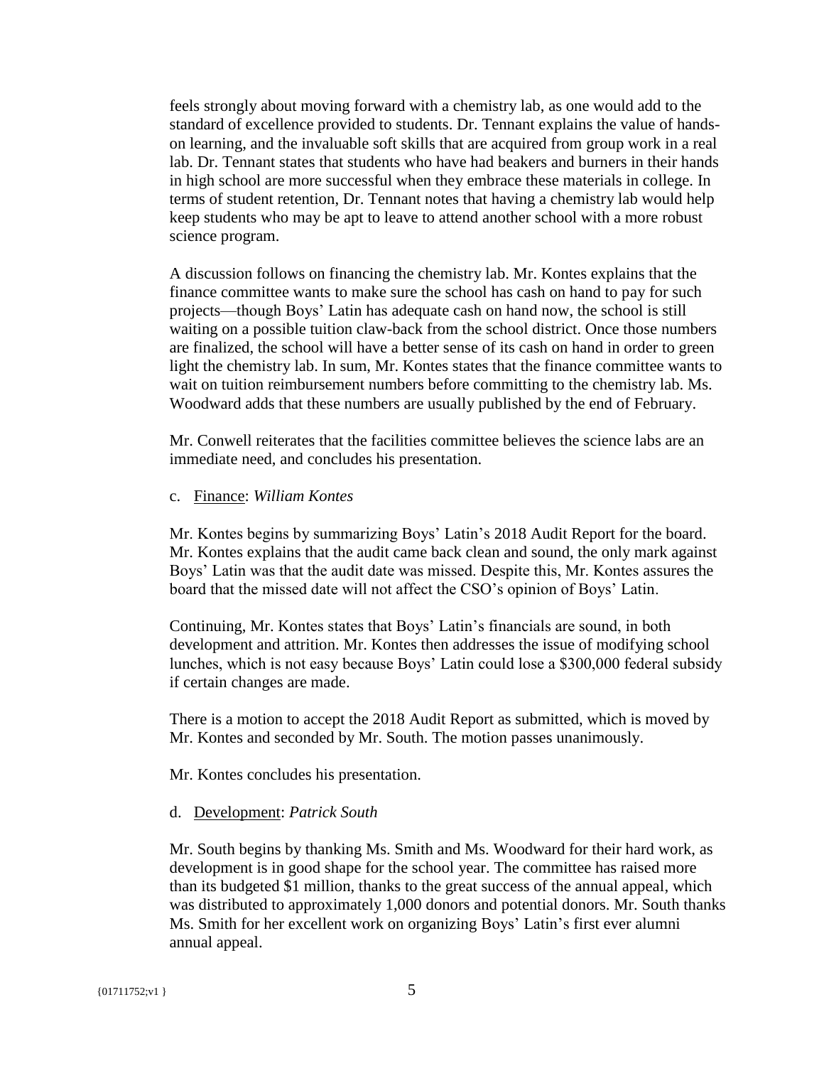feels strongly about moving forward with a chemistry lab, as one would add to the standard of excellence provided to students. Dr. Tennant explains the value of hands-on learning, and the invaluable soft skills that are acquired from group work in a real lab. Dr. Tennant states that students who have had beakers and burners in their hands in high school are more successful when they embrace these materials in college. In terms of student retention, Dr. Tennant notes that having a chemistry lab would help keep students who may be apt to leave to attend another school with a more robust science program.

A discussion follows on financing the chemistry lab. Mr. Kontes explains that the finance committee wants to make sure the school has cash on hand to pay for such projects—though Boys' Latin has adequate cash on hand now, the school is still waiting on a possible tuition claw-back from the school district. Once those numbers are finalized, the school will have a better sense of its cash on hand in order to green light the chemistry lab. In sum, Mr. Kontes states that the finance committee wants to wait on tuition reimbursement numbers before committing to the chemistry lab. Ms. Woodward adds that these numbers are usually published by the end of February.

Mr. Conwell reiterates that the facilities committee believes the science labs are an immediate need, and concludes his presentation.

c. Finance: *William Kontes*

Mr. Kontes begins by summarizing Boys' Latin's 2018 Audit Report for the board. Mr. Kontes explains that the audit came back clean and sound, the only mark against Boys' Latin was that the audit date was missed. Despite this, Mr. Kontes assures the board that the missed date will not affect the CSO's opinion of Boys' Latin.

Continuing, Mr. Kontes states that Boys' Latin's financials are sound, in both development and attrition. Mr. Kontes then addresses the issue of modifying school lunches, which is not easy because Boys' Latin could lose a $300,000 federal subsidy if certain changes are made.

There is a motion to accept the 2018 Audit Report as submitted, which is moved by Mr. Kontes and seconded by Mr. South. The motion passes unanimously.

Mr. Kontes concludes his presentation.

d. Development: *Patrick South*

Mr. South begins by thanking Ms. Smith and Ms. Woodward for their hard work, as development is in good shape for the school year. The committee has raised more than its budgeted $1 million, thanks to the great success of the annual appeal, which was distributed to approximately 1,000 donors and potential donors. Mr. South thanks Ms. Smith for her excellent work on organizing Boys' Latin's first ever alumni annual appeal.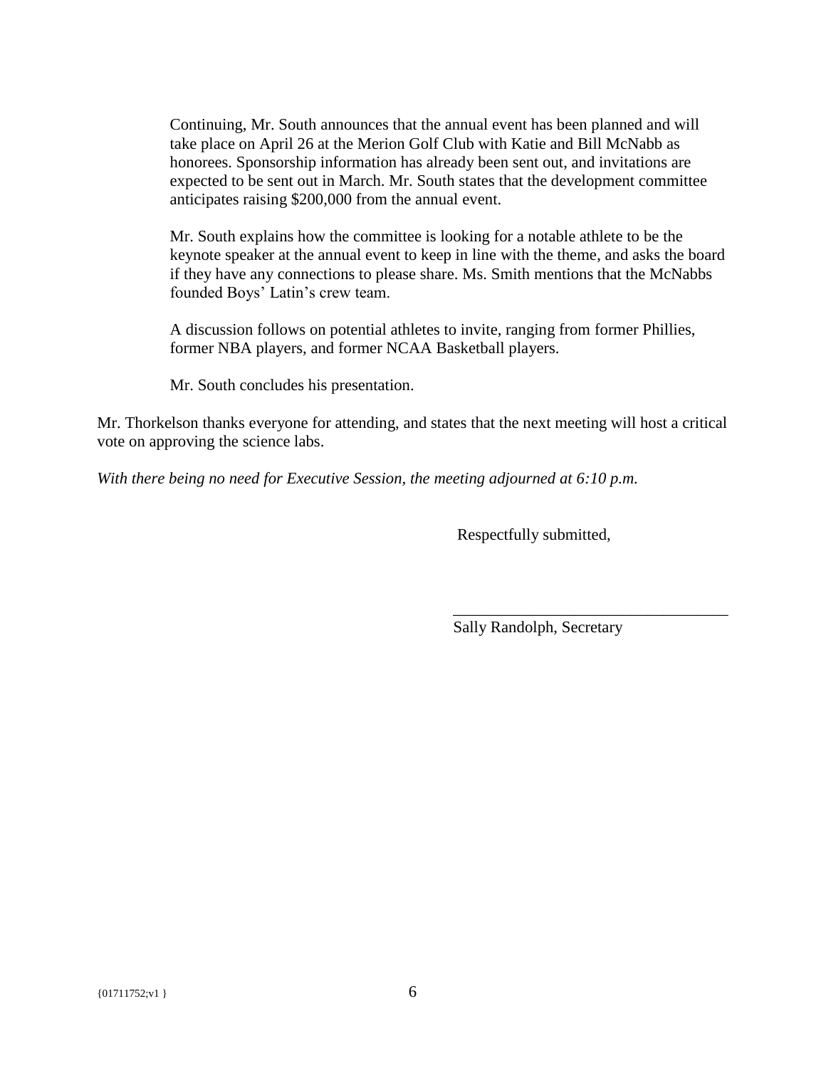Continuing, Mr. South announces that the annual event has been planned and will take place on April 26 at the Merion Golf Club with Katie and Bill McNabb as honorees. Sponsorship information has already been sent out, and invitations are expected to be sent out in March. Mr. South states that the development committee anticipates raising $200,000 from the annual event.

Mr. South explains how the committee is looking for a notable athlete to be the keynote speaker at the annual event to keep in line with the theme, and asks the board if they have any connections to please share. Ms. Smith mentions that the McNabbs founded Boys' Latin's crew team.

A discussion follows on potential athletes to invite, ranging from former Phillies, former NBA players, and former NCAA Basketball players.

Mr. South concludes his presentation.

Mr. Thorkelson thanks everyone for attending, and states that the next meeting will host a critical vote on approving the science labs.

*With there being no need for Executive Session, the meeting adjourned at 6:10 p.m.*

Respectfully submitted,

___________________________________

Sally Randolph, Secretary

{01711752;v1 }